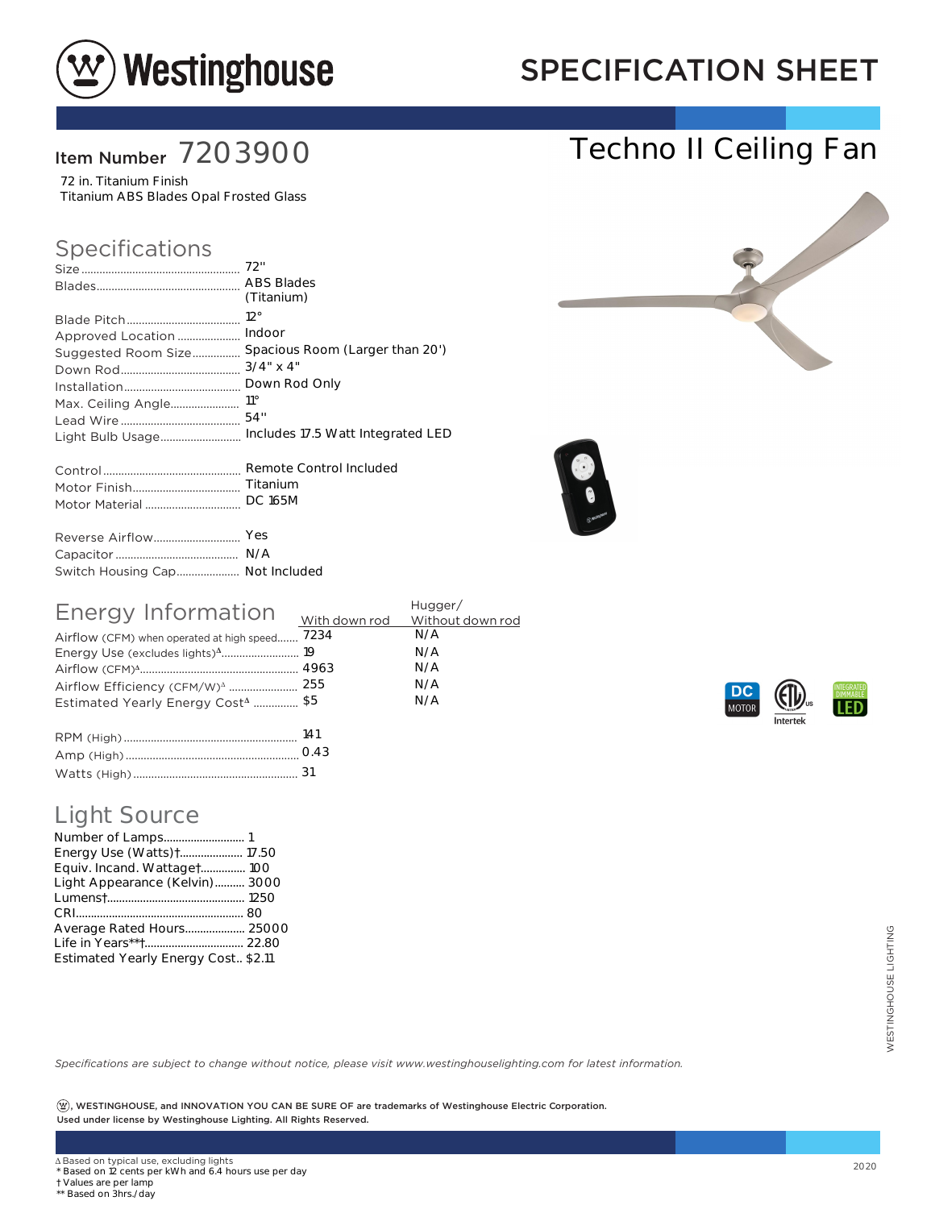# Westinghouse

# SPECIFICATION SHEET

## Item Number 7203900

# Techno II Ceiling Fan

72 in. Titanium Finish
Titanium ABS Blades Opal Frosted Glass

## Specifications

| | |
|---|---|
| Size | 72" |
| Blades | ABS Blades (Titanium) |
| Blade Pitch | 12° |
| Approved Location | Indoor |
| Suggested Room Size | Spacious Room (Larger than 20') |
| Down Rod | 3/4" x 4" |
| Installation | Down Rod Only |
| Max. Ceiling Angle | 11° |
| Lead Wire | 54" |
| Light Bulb Usage | Includes 17.5 Watt Integrated LED |

| | |
|---|---|
| Control | Remote Control Included |
| Motor Finish | Titanium |
| Motor Material | DC 165M |

| | |
|---|---|
| Reverse Airflow | Yes |
| Capacitor | N/A |
| Switch Housing Cap | Not Included |

## Energy Information

| | With down rod | Hugger/ Without down rod |
|---|---|---|
| Airflow (CFM) when operated at high speed | 7234 | N/A |
| Energy Use (excludes lights)Δ | 19 | N/A |
| Airflow (CFM)Δ | 4963 | N/A |
| Airflow Efficiency (CFM/W)Δ | 255 | N/A |
| Estimated Yearly Energy CostΔ | $5 | N/A |

| | |
|---|---|
| RPM (High) | 141 |
| Amp (High) | 0.43 |
| Watts (High) | 31 |

## Light Source

| | |
|---|---|
| Number of Lamps | 1 |
| Energy Use (Watts)† | 17.50 |
| Equiv. Incand. Wattage† | 100 |
| Light Appearance (Kelvin) | 3000 |
| Lumens† | 1250 |
| CRI | 80 |
| Average Rated Hours | 25000 |
| Life in Years**† | 22.80 |
| Estimated Yearly Energy Cost | $2.11 |

DC MOTOR | ETL Intertek | INTEGRATED DIMMABLE LED

*Specifications are subject to change without notice, please visit www.westinghouselighting.com for latest information.*

**Ⓦ, WESTINGHOUSE, and INNOVATION YOU CAN BE SURE OF are trademarks of Westinghouse Electric Corporation. Used under license by Westinghouse Lighting. All Rights Reserved.**

WESTINGHOUSE LIGHTING

Δ Based on typical use, excluding lights
\* Based on 12 cents per kWh and 6.4 hours use per day
† Values are per lamp
** Based on 3hrs./day

2020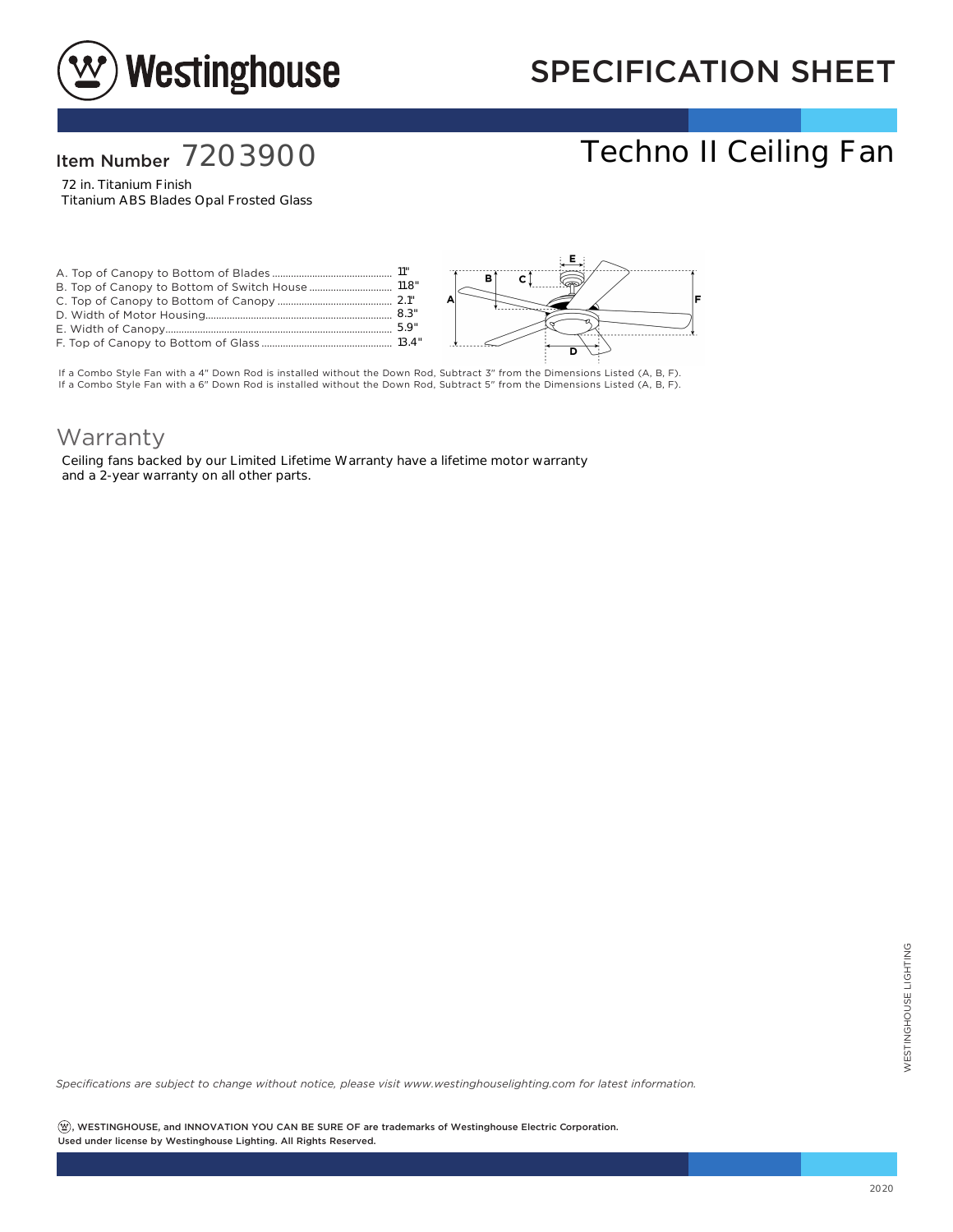# SPECIFICATION SHEET

Item Number 7203900

## Techno II Ceiling Fan

72 in. Titanium Finish
Titanium ABS Blades Opal Frosted Glass

A. Top of Canopy to Bottom of Blades ........ 11"
B. Top of Canopy to Bottom of Switch House ........ 11.8"
C. Top of Canopy to Bottom of Canopy ........ 2.1"
D. Width of Motor Housing........ 8.3"
E. Width of Canopy........ 5.9"
F. Top of Canopy to Bottom of Glass ........ 13.4"

E
B
C
A
F
D

If a Combo Style Fan with a 4" Down Rod is installed without the Down Rod, Subtract 3" from the Dimensions Listed (A, B, F).
If a Combo Style Fan with a 6" Down Rod is installed without the Down Rod, Subtract 5" from the Dimensions Listed (A, B, F).

## Warranty

Ceiling fans backed by our Limited Lifetime Warranty have a lifetime motor warranty and a 2-year warranty on all other parts.

*Specifications are subject to change without notice, please visit www.westinghouselighting.com for latest information.*

**Ⓦ, WESTINGHOUSE, and INNOVATION YOU CAN BE SURE OF are trademarks of Westinghouse Electric Corporation.**
**Used under license by Westinghouse Lighting. All Rights Reserved.**